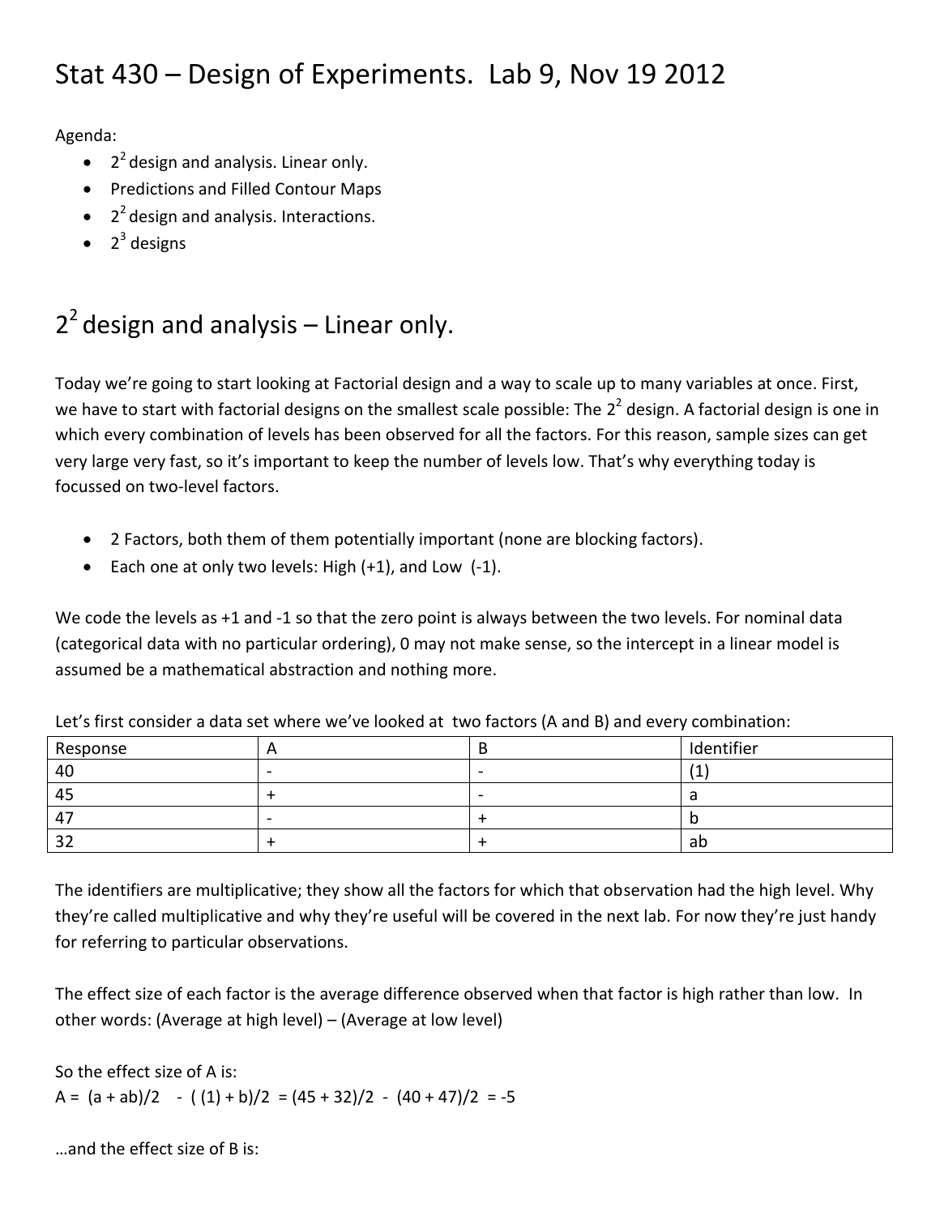# Stat 430 – Design of Experiments. Lab 9, Nov 19 2012

Agenda:

- $2^2$ design and analysis. Linear only.
- Predictions and Filled Contour Maps
- $2^2$ design and analysis. Interactions.
- $2^3$ designs

## $2^2$ design and analysis – Linear only.

Today we're going to start looking at Factorial design and a way to scale up to many variables at once. First, we have to start with factorial designs on the smallest scale possible: The $2^2$ design. A factorial design is one in which every combination of levels has been observed for all the factors. For this reason, sample sizes can get very large very fast, so it's important to keep the number of levels low. That's why everything today is focussed on two-level factors.

- 2 Factors, both them of them potentially important (none are blocking factors).
- Each one at only two levels: High (+1), and Low (-1).

We code the levels as +1 and -1 so that the zero point is always between the two levels. For nominal data (categorical data with no particular ordering), 0 may not make sense, so the intercept in a linear model is assumed be a mathematical abstraction and nothing more.

Let's first consider a data set where we've looked at two factors (A and B) and every combination:

| Response | A | B | Identifier |
|---|---|---|---|
| 40 | - | - | (1) |
| 45 | + | - | a |
| 47 | - | + | b |
| 32 | + | + | ab |

The identifiers are multiplicative; they show all the factors for which that observation had the high level. Why they're called multiplicative and why they're useful will be covered in the next lab. For now they're just handy for referring to particular observations.

The effect size of each factor is the average difference observed when that factor is high rather than low. In other words: (Average at high level) – (Average at low level)

So the effect size of A is:

$A = (a + ab)/2 \; - \; ((1) + b)/2 \; = (45 + 32)/2 \; - \; (40 + 47)/2 \; = -5$

…and the effect size of B is: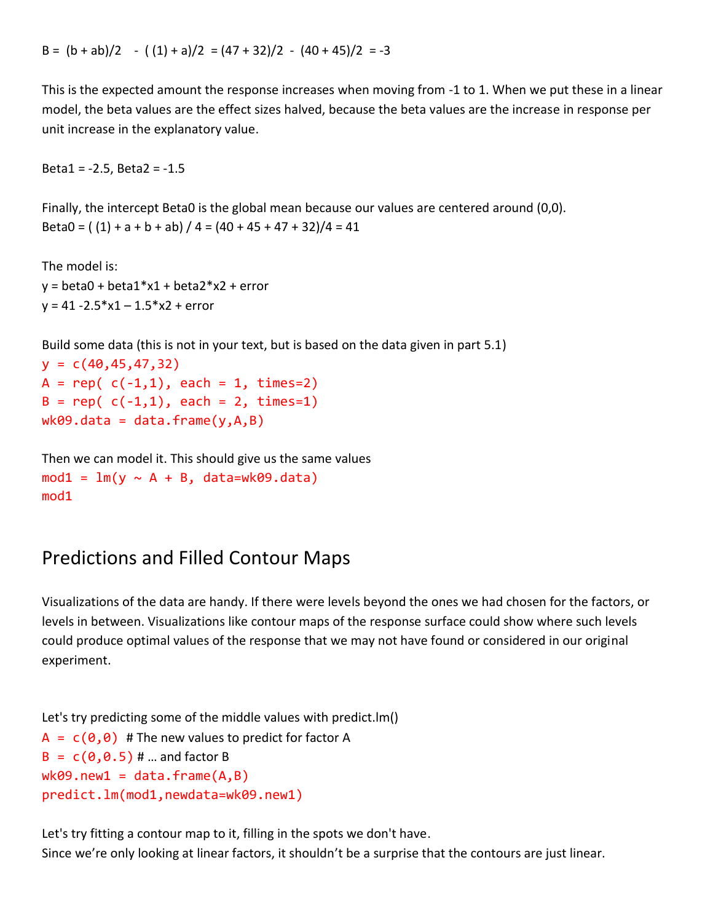B = (b + ab)/2 - ( (1) + a)/2 = (47 + 32)/2 - (40 + 45)/2 = -3

This is the expected amount the response increases when moving from -1 to 1. When we put these in a linear model, the beta values are the effect sizes halved, because the beta values are the increase in response per unit increase in the explanatory value.

Beta1 = -2.5, Beta2 = -1.5

Finally, the intercept Beta0 is the global mean because our values are centered around (0,0).
Beta0 = ( (1) + a + b + ab) / 4 = (40 + 45 + 47 + 32)/4 = 41

The model is:
y = beta0 + beta1*x1 + beta2*x2 + error
y = 41 -2.5*x1 – 1.5*x2 + error

Build some data (this is not in your text, but is based on the data given in part 5.1)

```
y = c(40,45,47,32)
A = rep( c(-1,1), each = 1, times=2)
B = rep( c(-1,1), each = 2, times=1)
wk09.data = data.frame(y,A,B)
```

Then we can model it. This should give us the same values

```
mod1 = lm(y ~ A + B, data=wk09.data)
mod1
```

## Predictions and Filled Contour Maps

Visualizations of the data are handy. If there were levels beyond the ones we had chosen for the factors, or levels in between. Visualizations like contour maps of the response surface could show where such levels could produce optimal values of the response that we may not have found or considered in our original experiment.

Let's try predicting some of the middle values with predict.lm()

```
A = c(0,0)  # The new values to predict for factor A
B = c(0,0.5) # … and factor B
wk09.new1 = data.frame(A,B)
predict.lm(mod1,newdata=wk09.new1)
```

Let's try fitting a contour map to it, filling in the spots we don't have.
Since we're only looking at linear factors, it shouldn't be a surprise that the contours are just linear.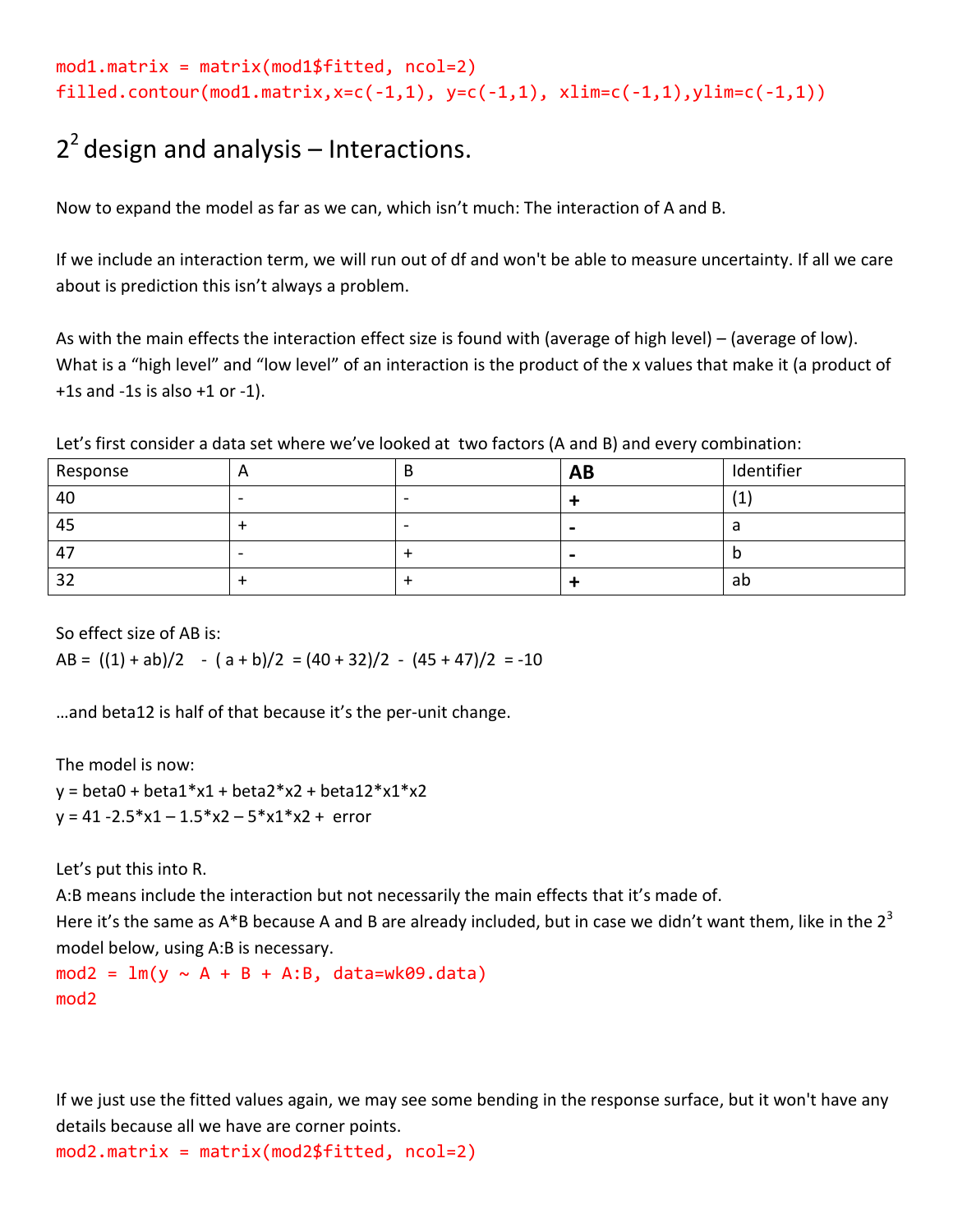```
mod1.matrix = matrix(mod1$fitted, ncol=2)
filled.contour(mod1.matrix,x=c(-1,1), y=c(-1,1), xlim=c(-1,1),ylim=c(-1,1))
```

# $2^2$ design and analysis – Interactions.

Now to expand the model as far as we can, which isn't much: The interaction of A and B.

If we include an interaction term, we will run out of df and won't be able to measure uncertainty. If all we care about is prediction this isn't always a problem.

As with the main effects the interaction effect size is found with (average of high level) – (average of low). What is a "high level" and "low level" of an interaction is the product of the x values that make it (a product of +1s and -1s is also +1 or -1).

Let's first consider a data set where we've looked at two factors (A and B) and every combination:

| Response | A | B | **AB** | Identifier |
|---|---|---|---|---|
| 40 | - | - | **+** | (1) |
| 45 | + | - | **-** | a |
| 47 | - | + | **-** | b |
| 32 | + | + | **+** | ab |

So effect size of AB is:

AB = ((1) + ab)/2 - ( a + b)/2 = (40 + 32)/2 - (45 + 47)/2 = -10

…and beta12 is half of that because it's the per-unit change.

The model is now:

y = beta0 + beta1*x1 + beta2*x2 + beta12*x1*x2

y = 41 -2.5*x1 – 1.5*x2 – 5*x1*x2 + error

Let's put this into R.

A:B means include the interaction but not necessarily the main effects that it's made of.

Here it's the same as A*B because A and B are already included, but in case we didn't want them, like in the $2^3$ model below, using A:B is necessary.

```
mod2 = lm(y ~ A + B + A:B, data=wk09.data)
mod2
```

If we just use the fitted values again, we may see some bending in the response surface, but it won't have any details because all we have are corner points.

```
mod2.matrix = matrix(mod2$fitted, ncol=2)
```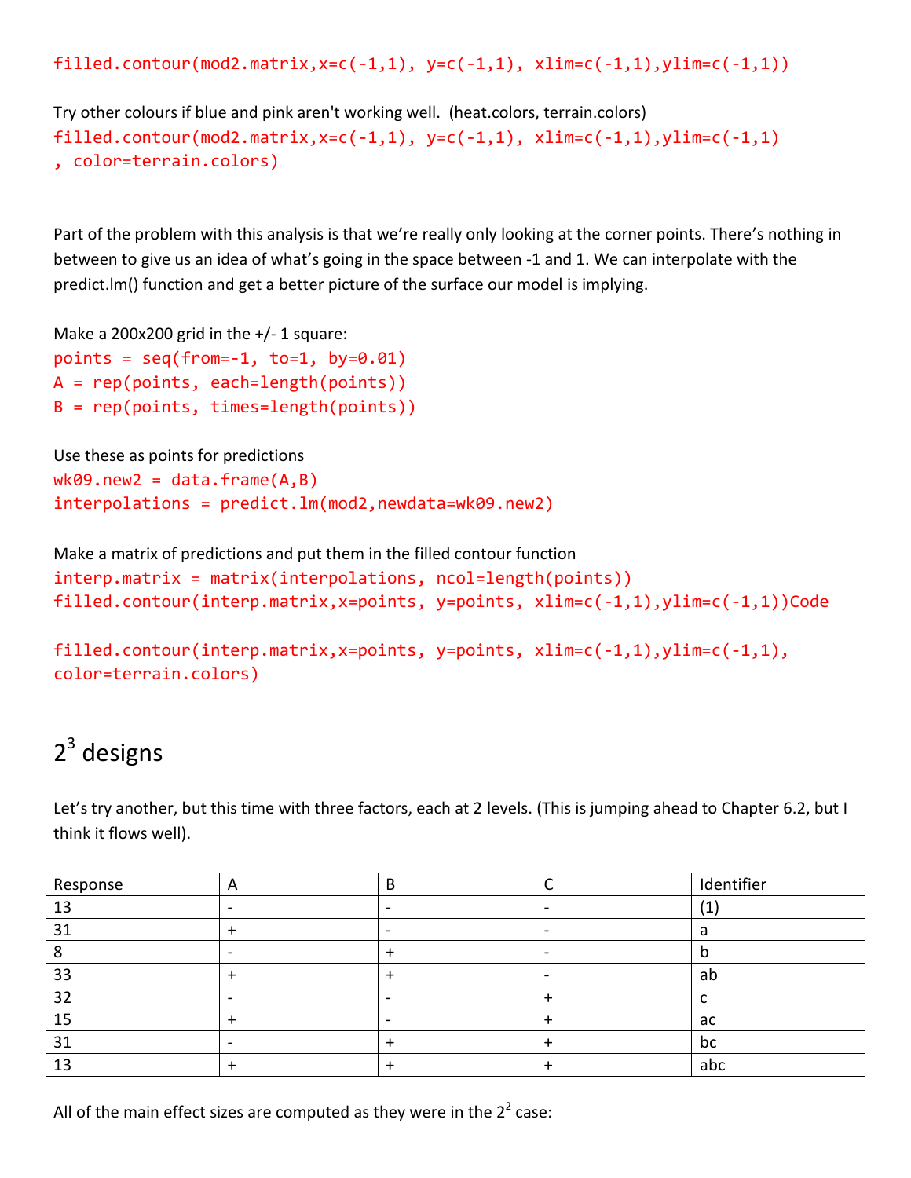```
filled.contour(mod2.matrix,x=c(-1,1), y=c(-1,1), xlim=c(-1,1),ylim=c(-1,1))
```

Try other colours if blue and pink aren't working well. (heat.colors, terrain.colors)

```
filled.contour(mod2.matrix,x=c(-1,1), y=c(-1,1), xlim=c(-1,1),ylim=c(-1,1)
, color=terrain.colors)
```

Part of the problem with this analysis is that we're really only looking at the corner points. There's nothing in between to give us an idea of what's going in the space between -1 and 1. We can interpolate with the predict.lm() function and get a better picture of the surface our model is implying.

Make a 200x200 grid in the +/- 1 square:

```
points = seq(from=-1, to=1, by=0.01)
A = rep(points, each=length(points))
B = rep(points, times=length(points))
```

Use these as points for predictions

```
wk09.new2 = data.frame(A,B)
interpolations = predict.lm(mod2,newdata=wk09.new2)
```

Make a matrix of predictions and put them in the filled contour function

```
interp.matrix = matrix(interpolations, ncol=length(points))
filled.contour(interp.matrix,x=points, y=points, xlim=c(-1,1),ylim=c(-1,1))Code

filled.contour(interp.matrix,x=points, y=points, xlim=c(-1,1),ylim=c(-1,1),
color=terrain.colors)
```

## $2^3$ designs

Let's try another, but this time with three factors, each at 2 levels. (This is jumping ahead to Chapter 6.2, but I think it flows well).

| Response | A | B | C | Identifier |
|---|---|---|---|---|
| 13 | - | - | - | (1) |
| 31 | + | - | - | a |
| 8 | - | + | - | b |
| 33 | + | + | - | ab |
| 32 | - | - | + | c |
| 15 | + | - | + | ac |
| 31 | - | + | + | bc |
| 13 | + | + | + | abc |

All of the main effect sizes are computed as they were in the $2^2$ case: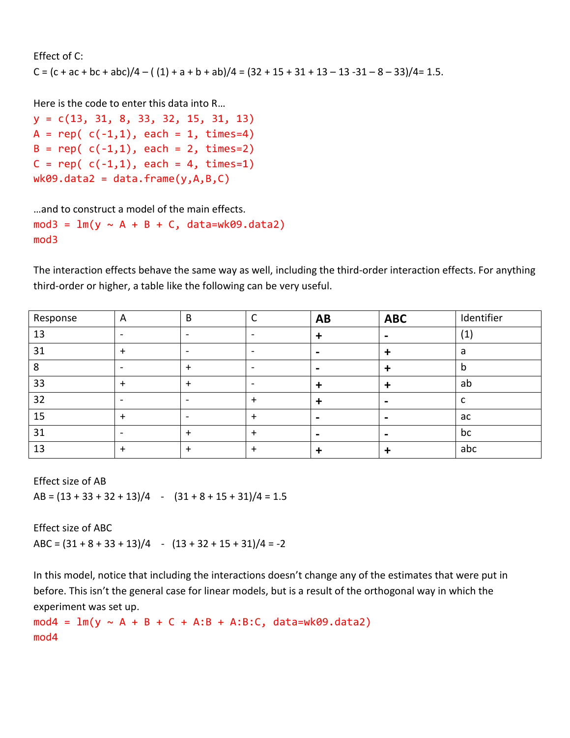Effect of C:

$C = (c + ac + bc + abc)/4 – ( (1) + a + b + ab)/4 = (32 + 15 + 31 + 13 – 13 -31 – 8 – 33)/4= 1.5.$

Here is the code to enter this data into R…

```
y = c(13, 31, 8, 33, 32, 15, 31, 13)
A = rep( c(-1,1), each = 1, times=4)
B = rep( c(-1,1), each = 2, times=2)
C = rep( c(-1,1), each = 4, times=1)
wk09.data2 = data.frame(y,A,B,C)
```

…and to construct a model of the main effects.

```
mod3 = lm(y ~ A + B + C, data=wk09.data2)
mod3
```

The interaction effects behave the same way as well, including the third-order interaction effects. For anything third-order or higher, a table like the following can be very useful.

| Response | A | B | C | **AB** | **ABC** | Identifier |
|---|---|---|---|---|---|---|
| 13 | - | - | - | **+** | **-** | (1) |
| 31 | + | - | - | **-** | **+** | a |
| 8 | - | + | - | **-** | **+** | b |
| 33 | + | + | - | **+** | **+** | ab |
| 32 | - | - | + | **+** | **-** | c |
| 15 | + | - | + | **-** | **-** | ac |
| 31 | - | + | + | **-** | **-** | bc |
| 13 | + | + | + | **+** | **+** | abc |

Effect size of AB

$AB = (13 + 33 + 32 + 13)/4 \quad - \quad (31 + 8 + 15 + 31)/4 = 1.5$

Effect size of ABC

$ABC = (31 + 8 + 33 + 13)/4 \quad - \quad (13 + 32 + 15 + 31)/4 = -2$

In this model, notice that including the interactions doesn't change any of the estimates that were put in before. This isn't the general case for linear models, but is a result of the orthogonal way in which the experiment was set up.

```
mod4 = lm(y ~ A + B + C + A:B + A:B:C, data=wk09.data2)
mod4
```